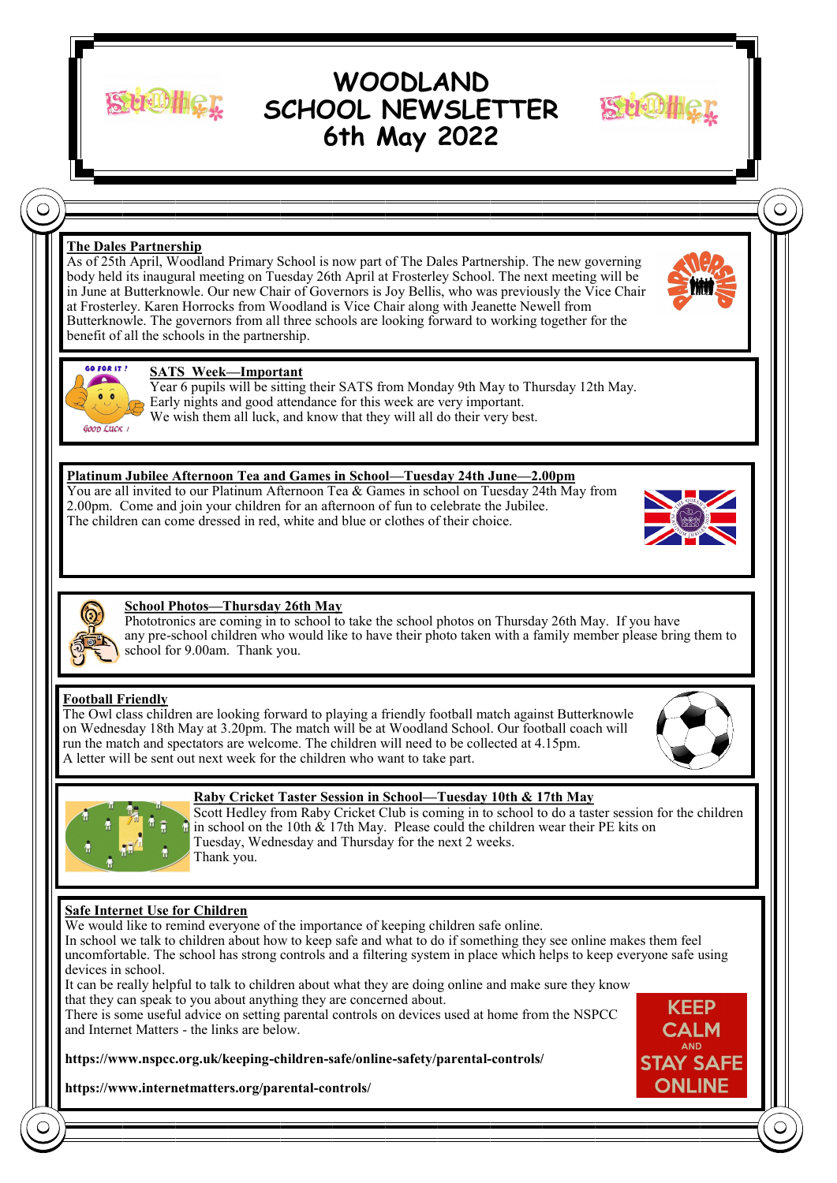# WOODLAND SCHOOL NEWSLETTER 6th May 2022

## The Dales Partnership

As of 25th April, Woodland Primary School is now part of The Dales Partnership. The new governing body held its inaugural meeting on Tuesday 26th April at Frosterley School. The next meeting will be in June at Butterknowle. Our new Chair of Governors is Joy Bellis, who was previously the Vice Chair at Frosterley. Karen Horrocks from Woodland is Vice Chair along with Jeanette Newell from Butterknowle. The governors from all three schools are looking forward to working together for the benefit of all the schools in the partnership.

## SATS Week—Important

Year 6 pupils will be sitting their SATS from Monday 9th May to Thursday 12th May.
Early nights and good attendance for this week are very important.
We wish them all luck, and know that they will all do their very best.

## Platinum Jubilee Afternoon Tea and Games in School—Tuesday 24th June—2.00pm

You are all invited to our Platinum Afternoon Tea & Games in school on Tuesday 24th May from 2.00pm. Come and join your children for an afternoon of fun to celebrate the Jubilee.
The children can come dressed in red, white and blue or clothes of their choice.

## School Photos—Thursday 26th May

Phototronics are coming in to school to take the school photos on Thursday 26th May. If you have any pre-school children who would like to have their photo taken with a family member please bring them to school for 9.00am. Thank you.

## Football Friendly

The Owl class children are looking forward to playing a friendly football match against Butterknowle on Wednesday 18th May at 3.20pm. The match will be at Woodland School. Our football coach will run the match and spectators are welcome. The children will need to be collected at 4.15pm.
A letter will be sent out next week for the children who want to take part.

## Raby Cricket Taster Session in School—Tuesday 10th & 17th May

Scott Hedley from Raby Cricket Club is coming in to school to do a taster session for the children in school on the 10th & 17th May. Please could the children wear their PE kits on Tuesday, Wednesday and Thursday for the next 2 weeks.
Thank you.

## Safe Internet Use for Children

We would like to remind everyone of the importance of keeping children safe online.
In school we talk to children about how to keep safe and what to do if something they see online makes them feel uncomfortable. The school has strong controls and a filtering system in place which helps to keep everyone safe using devices in school.
It can be really helpful to talk to children about what they are doing online and make sure they know that they can speak to you about anything they are concerned about.
There is some useful advice on setting parental controls on devices used at home from the NSPCC and Internet Matters - the links are below.

**https://www.nspcc.org.uk/keeping-children-safe/online-safety/parental-controls/**

**https://www.internetmatters.org/parental-controls/**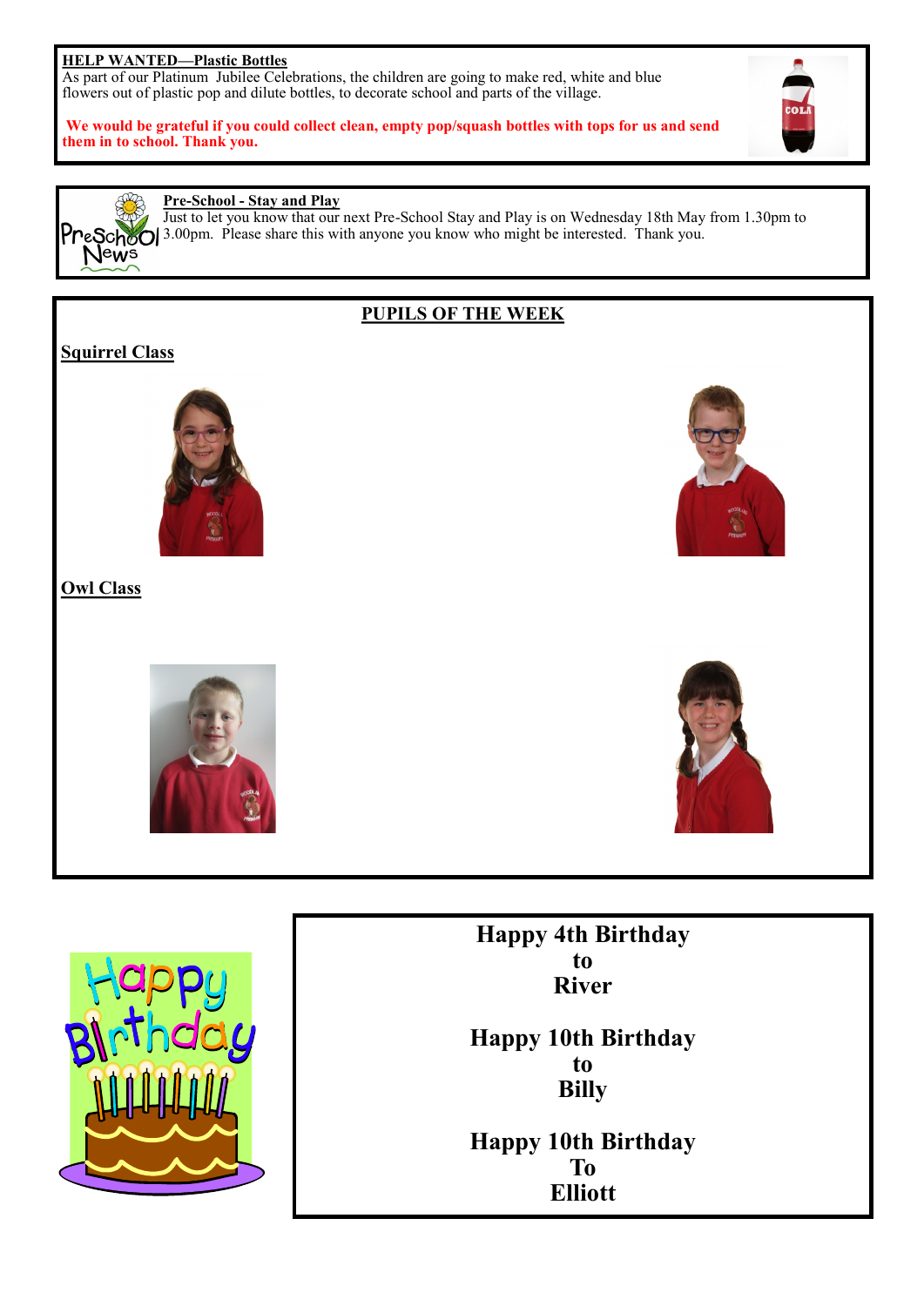**HELP WANTED—Plastic Bottles**

As part of our Platinum Jubilee Celebrations, the children are going to make red, white and blue flowers out of plastic pop and dilute bottles, to decorate school and parts of the village.

**We would be grateful if you could collect clean, empty pop/squash bottles with tops for us and send them in to school. Thank you.**

**Pre-School - Stay and Play**

Just to let you know that our next Pre-School Stay and Play is on Wednesday 18th May from 1.30pm to 3.00pm. Please share this with anyone you know who might be interested. Thank you.

## PUPILS OF THE WEEK

**Squirrel Class**

**Owl Class**

**Happy 4th Birthday to River**

**Happy 10th Birthday to Billy**

**Happy 10th Birthday To Elliott**